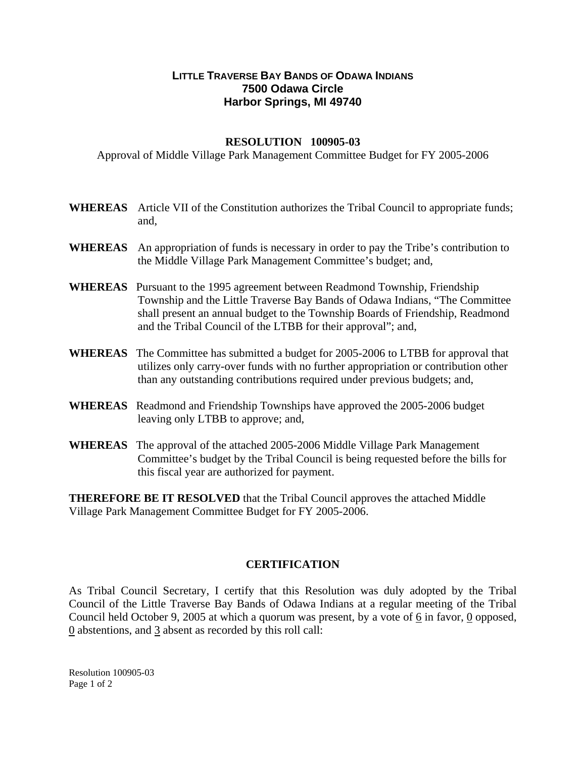**LITTLE TRAVERSE BAY BANDS OF ODAWA INDIANS**
**7500 Odawa Circle**
**Harbor Springs, MI 49740**

**RESOLUTION 100905-03**

Approval of Middle Village Park Management Committee Budget for FY 2005-2006

**WHEREAS** Article VII of the Constitution authorizes the Tribal Council to appropriate funds; and,

**WHEREAS** An appropriation of funds is necessary in order to pay the Tribe's contribution to the Middle Village Park Management Committee's budget; and,

**WHEREAS** Pursuant to the 1995 agreement between Readmond Township, Friendship Township and the Little Traverse Bay Bands of Odawa Indians, "The Committee shall present an annual budget to the Township Boards of Friendship, Readmond and the Tribal Council of the LTBB for their approval"; and,

**WHEREAS** The Committee has submitted a budget for 2005-2006 to LTBB for approval that utilizes only carry-over funds with no further appropriation or contribution other than any outstanding contributions required under previous budgets; and,

**WHEREAS** Readmond and Friendship Townships have approved the 2005-2006 budget leaving only LTBB to approve; and,

**WHEREAS** The approval of the attached 2005-2006 Middle Village Park Management Committee's budget by the Tribal Council is being requested before the bills for this fiscal year are authorized for payment.

**THEREFORE BE IT RESOLVED** that the Tribal Council approves the attached Middle Village Park Management Committee Budget for FY 2005-2006.

**CERTIFICATION**

As Tribal Council Secretary, I certify that this Resolution was duly adopted by the Tribal Council of the Little Traverse Bay Bands of Odawa Indians at a regular meeting of the Tribal Council held October 9, 2005 at which a quorum was present, by a vote of 6 in favor, 0 opposed, 0 abstentions, and 3 absent as recorded by this roll call: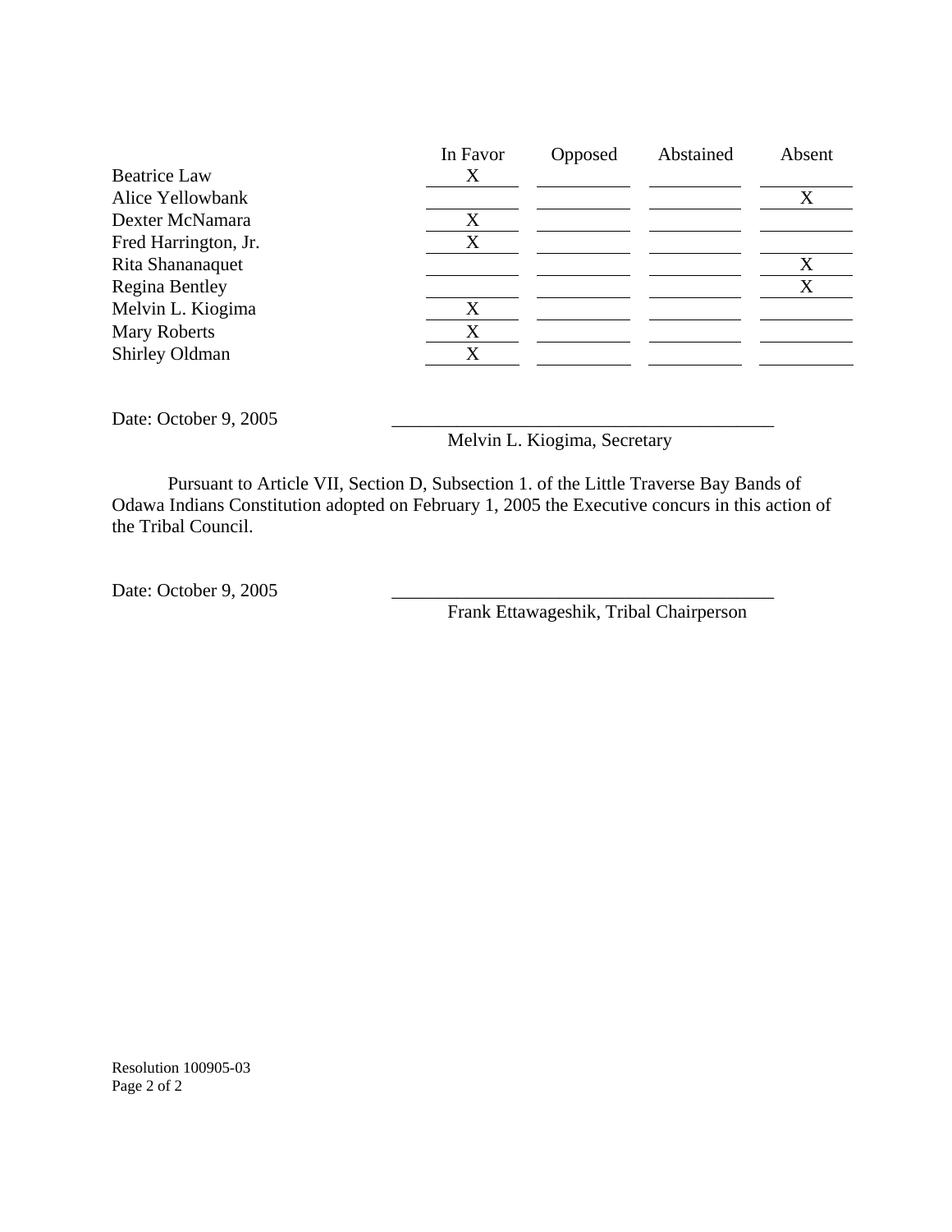| | In Favor | Opposed | Abstained | Absent |
|---|---|---|---|---|
| Beatrice Law | X | | | |
| Alice Yellowbank | | | | X |
| Dexter McNamara | X | | | |
| Fred Harrington, Jr. | X | | | |
| Rita Shananaquet | | | | X |
| Regina Bentley | | | | X |
| Melvin L. Kiogima | X | | | |
| Mary Roberts | X | | | |
| Shirley Oldman | X | | | |

Date: October 9, 2005

\_\_\_\_\_\_\_\_\_\_\_\_\_\_\_\_\_\_\_\_\_\_\_\_\_\_\_\_\_\_\_\_\_\_\_\_\_\_\_\_\_\_

Melvin L. Kiogima, Secretary

Pursuant to Article VII, Section D, Subsection 1. of the Little Traverse Bay Bands of Odawa Indians Constitution adopted on February 1, 2005 the Executive concurs in this action of the Tribal Council.

Date: October 9, 2005

\_\_\_\_\_\_\_\_\_\_\_\_\_\_\_\_\_\_\_\_\_\_\_\_\_\_\_\_\_\_\_\_\_\_\_\_\_\_\_\_\_\_

Frank Ettawageshik, Tribal Chairperson

Resolution 100905-03